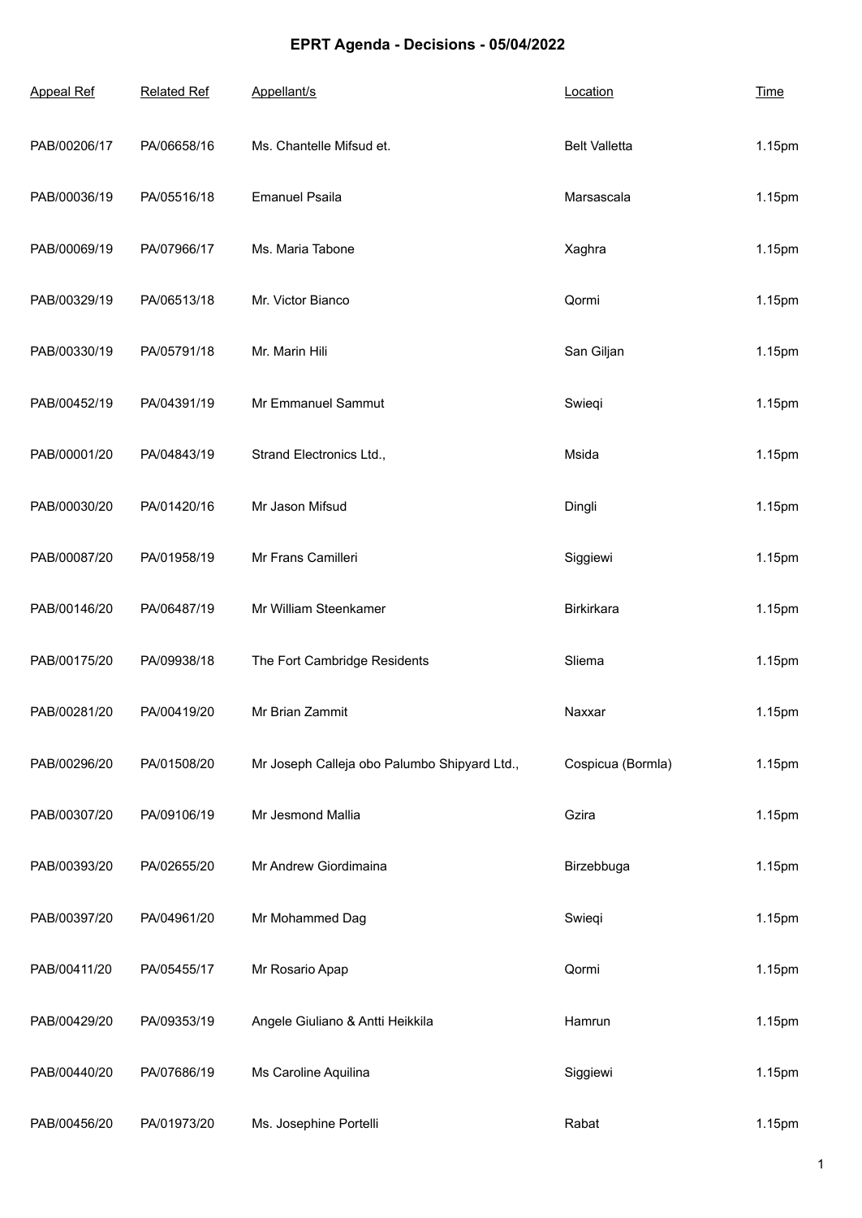# EPRT Agenda - Decisions - 05/04/2022

| Appeal Ref | Related Ref | Appellant/s | Location | Time |
| --- | --- | --- | --- | --- |
| PAB/00206/17 | PA/06658/16 | Ms. Chantelle Mifsud et. | Belt Valletta | 1.15pm |
| PAB/00036/19 | PA/05516/18 | Emanuel Psaila | Marsascala | 1.15pm |
| PAB/00069/19 | PA/07966/17 | Ms. Maria Tabone | Xaghra | 1.15pm |
| PAB/00329/19 | PA/06513/18 | Mr. Victor Bianco | Qormi | 1.15pm |
| PAB/00330/19 | PA/05791/18 | Mr. Marin Hili | San Giljan | 1.15pm |
| PAB/00452/19 | PA/04391/19 | Mr Emmanuel Sammut | Swieqi | 1.15pm |
| PAB/00001/20 | PA/04843/19 | Strand Electronics Ltd., | Msida | 1.15pm |
| PAB/00030/20 | PA/01420/16 | Mr Jason Mifsud | Dingli | 1.15pm |
| PAB/00087/20 | PA/01958/19 | Mr Frans Camilleri | Siggiewi | 1.15pm |
| PAB/00146/20 | PA/06487/19 | Mr William Steenkamer | Birkirkara | 1.15pm |
| PAB/00175/20 | PA/09938/18 | The Fort Cambridge Residents | Sliema | 1.15pm |
| PAB/00281/20 | PA/00419/20 | Mr Brian Zammit | Naxxar | 1.15pm |
| PAB/00296/20 | PA/01508/20 | Mr Joseph Calleja obo Palumbo Shipyard Ltd., | Cospicua (Bormla) | 1.15pm |
| PAB/00307/20 | PA/09106/19 | Mr Jesmond Mallia | Gzira | 1.15pm |
| PAB/00393/20 | PA/02655/20 | Mr Andrew Giordimaina | Birzebbuga | 1.15pm |
| PAB/00397/20 | PA/04961/20 | Mr Mohammed Dag | Swieqi | 1.15pm |
| PAB/00411/20 | PA/05455/17 | Mr Rosario Apap | Qormi | 1.15pm |
| PAB/00429/20 | PA/09353/19 | Angele Giuliano & Antti Heikkila | Hamrun | 1.15pm |
| PAB/00440/20 | PA/07686/19 | Ms Caroline Aquilina | Siggiewi | 1.15pm |
| PAB/00456/20 | PA/01973/20 | Ms. Josephine Portelli | Rabat | 1.15pm |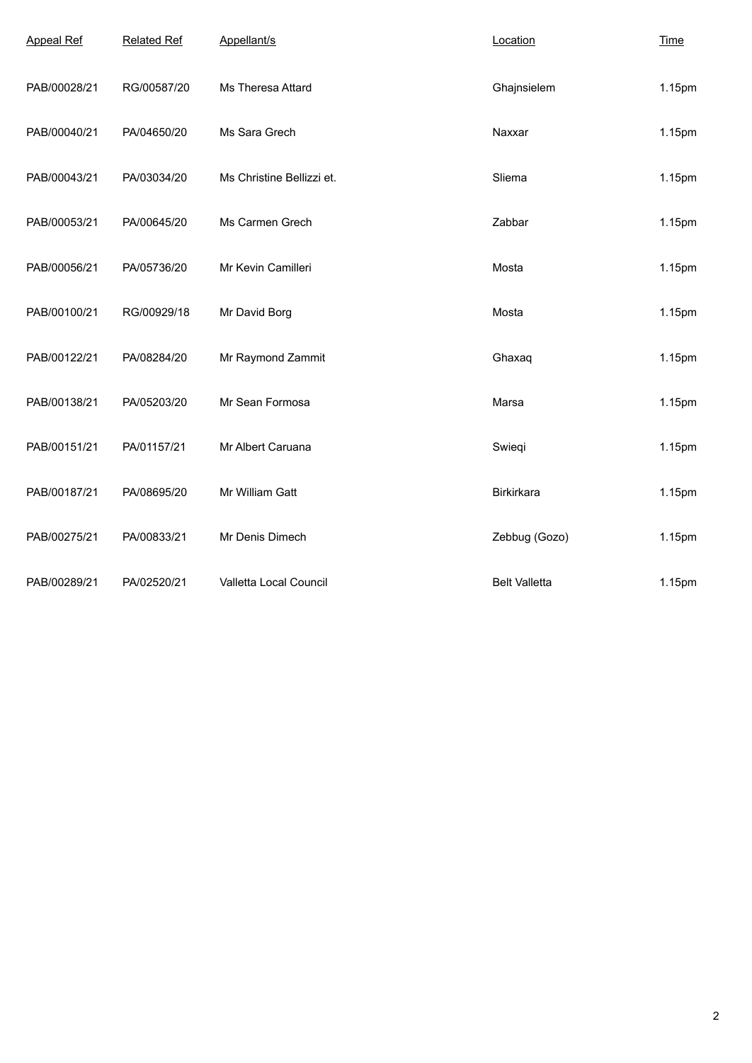| Appeal Ref | Related Ref | Appellant/s | Location | Time |
| --- | --- | --- | --- | --- |
| PAB/00028/21 | RG/00587/20 | Ms Theresa Attard | Ghajnsielem | 1.15pm |
| PAB/00040/21 | PA/04650/20 | Ms Sara Grech | Naxxar | 1.15pm |
| PAB/00043/21 | PA/03034/20 | Ms Christine Bellizzi et. | Sliema | 1.15pm |
| PAB/00053/21 | PA/00645/20 | Ms Carmen Grech | Zabbar | 1.15pm |
| PAB/00056/21 | PA/05736/20 | Mr Kevin Camilleri | Mosta | 1.15pm |
| PAB/00100/21 | RG/00929/18 | Mr David Borg | Mosta | 1.15pm |
| PAB/00122/21 | PA/08284/20 | Mr Raymond Zammit | Ghaxaq | 1.15pm |
| PAB/00138/21 | PA/05203/20 | Mr Sean Formosa | Marsa | 1.15pm |
| PAB/00151/21 | PA/01157/21 | Mr Albert Caruana | Swieqi | 1.15pm |
| PAB/00187/21 | PA/08695/20 | Mr William Gatt | Birkirkara | 1.15pm |
| PAB/00275/21 | PA/00833/21 | Mr Denis Dimech | Zebbug (Gozo) | 1.15pm |
| PAB/00289/21 | PA/02520/21 | Valletta Local Council | Belt Valletta | 1.15pm |